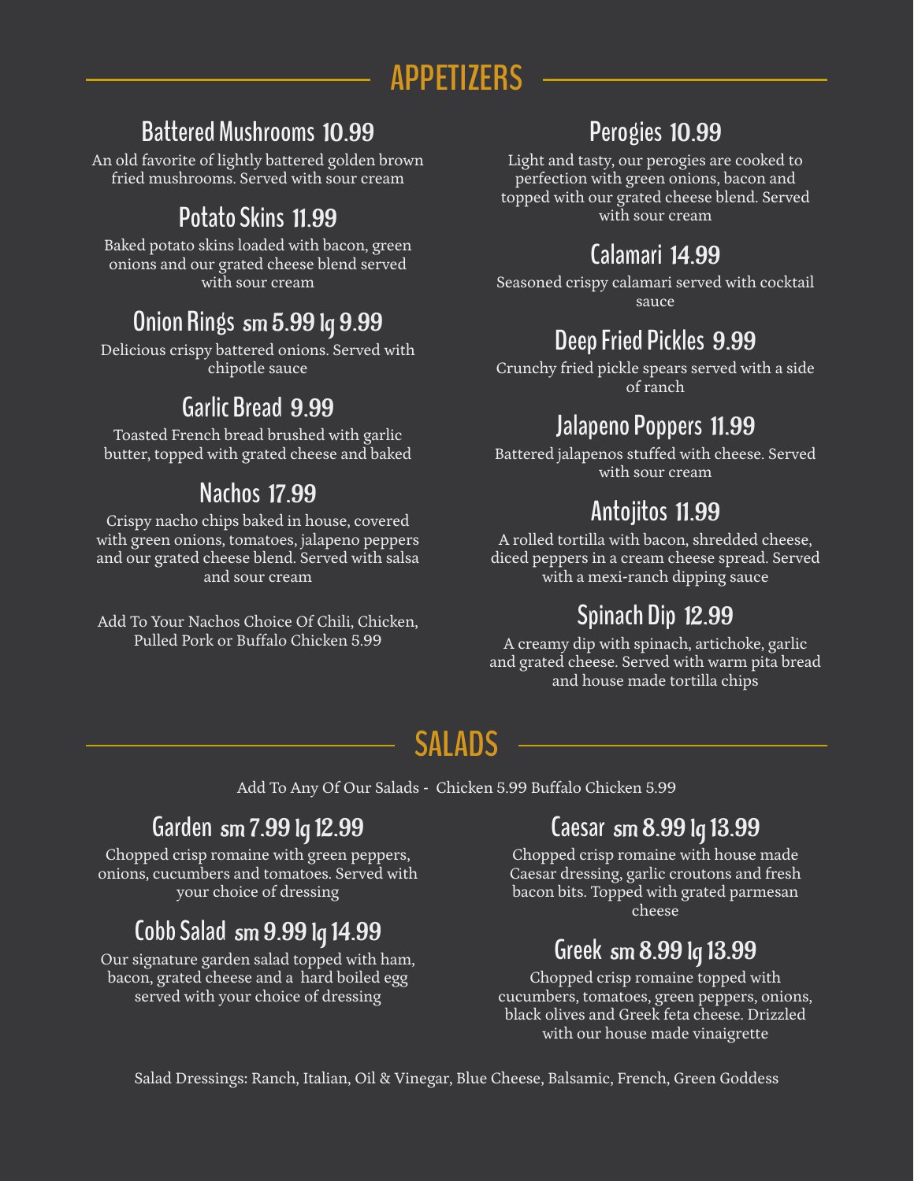# APPETIZERS

### Battered Mushrooms 10.99

An old favorite of lightly battered golden brown fried mushrooms. Served with sour cream

### Potato Skins 11.99

Baked potato skins loaded with bacon, green onions and our grated cheese blend served with sour cream

### Onion Rings sm 5.99 lg 9.99

Delicious crispy battered onions. Served with chipotle sauce

### Garlic Bread 9.99

Toasted French bread brushed with garlic butter, topped with grated cheese and baked

### Nachos 17.99

Crispy nacho chips baked in house, covered with green onions, tomatoes, jalapeno peppers and our grated cheese blend. Served with salsa and sour cream

Add To Your Nachos Choice Of Chili, Chicken, Pulled Pork or Buffalo Chicken 5.99

### Perogies 10.99

Light and tasty, our perogies are cooked to perfection with green onions, bacon and topped with our grated cheese blend. Served with sour cream

### Calamari 14.99

Seasoned crispy calamari served with cocktail sauce

### Deep Fried Pickles 9.99

Crunchy fried pickle spears served with a side of ranch

### Jalapeno Poppers 11.99

Battered jalapenos stuffed with cheese. Served with sour cream

### Antojitos 11.99

A rolled tortilla with bacon, shredded cheese, diced peppers in a cream cheese spread. Served with a mexi-ranch dipping sauce

### Spinach Dip 12.99

A creamy dip with spinach, artichoke, garlic and grated cheese. Served with warm pita bread and house made tortilla chips

# SALADS

Add To Any Of Our Salads - Chicken 5.99 Buffalo Chicken 5.99

### Garden sm 7.99 lg 12.99

Chopped crisp romaine with green peppers, onions, cucumbers and tomatoes. Served with your choice of dressing

### Cobb Salad sm 9.99 lg 14.99

Our signature garden salad topped with ham, bacon, grated cheese and a hard boiled egg served with your choice of dressing

### Caesar sm 8.99 lg 13.99

Chopped crisp romaine with house made Caesar dressing, garlic croutons and fresh bacon bits. Topped with grated parmesan cheese

### Greek sm 8.99 lg 13.99

Chopped crisp romaine topped with cucumbers, tomatoes, green peppers, onions, black olives and Greek feta cheese. Drizzled with our house made vinaigrette

Salad Dressings: Ranch, Italian, Oil & Vinegar, Blue Cheese, Balsamic, French, Green Goddess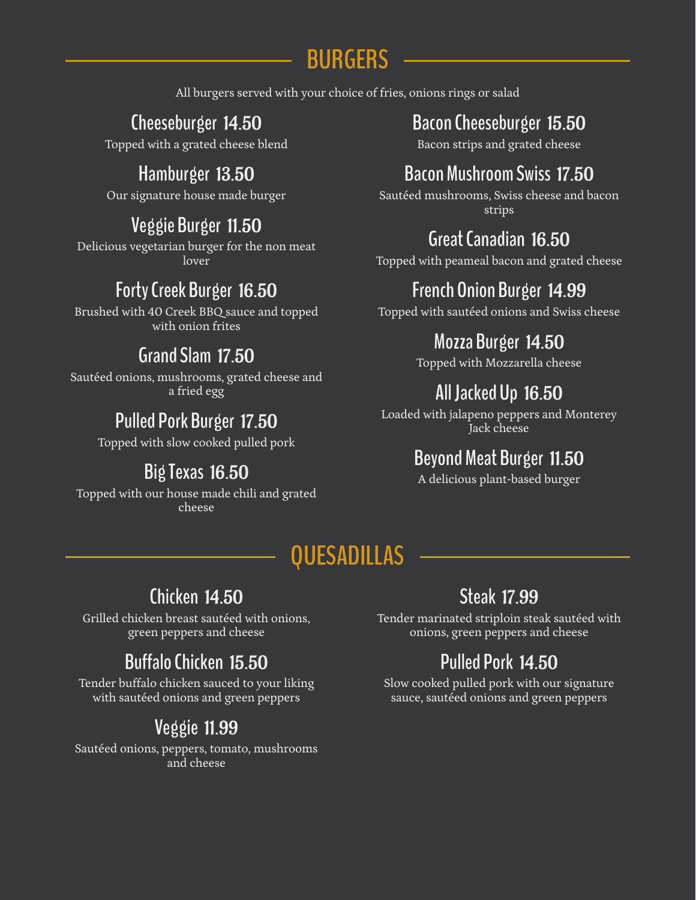## BURGERS

All burgers served with your choice of fries, onions rings or salad

### Cheeseburger 14.50
Topped with a grated cheese blend

### Hamburger 13.50
Our signature house made burger

### Veggie Burger 11.50
Delicious vegetarian burger for the non meat lover

### Forty Creek Burger 16.50
Brushed with 40 Creek BBQ sauce and topped with onion frites

### Grand Slam 17.50
Sautéed onions, mushrooms, grated cheese and a fried egg

### Pulled Pork Burger 17.50
Topped with slow cooked pulled pork

### Big Texas 16.50
Topped with our house made chili and grated cheese

### Bacon Cheeseburger 15.50
Bacon strips and grated cheese

### Bacon Mushroom Swiss 17.50
Sautéed mushrooms, Swiss cheese and bacon strips

### Great Canadian 16.50
Topped with peameal bacon and grated cheese

### French Onion Burger 14.99
Topped with sautéed onions and Swiss cheese

### Mozza Burger 14.50
Topped with Mozzarella cheese

### All Jacked Up 16.50
Loaded with jalapeno peppers and Monterey Jack cheese

### Beyond Meat Burger 11.50
A delicious plant-based burger

## QUESADILLAS

### Chicken 14.50
Grilled chicken breast sautéed with onions, green peppers and cheese

### Buffalo Chicken 15.50
Tender buffalo chicken sauced to your liking with sautéed onions and green peppers

### Veggie 11.99
Sautéed onions, peppers, tomato, mushrooms and cheese

### Steak 17.99
Tender marinated striploin steak sautéed with onions, green peppers and cheese

### Pulled Pork 14.50
Slow cooked pulled pork with our signature sauce, sautéed onions and green peppers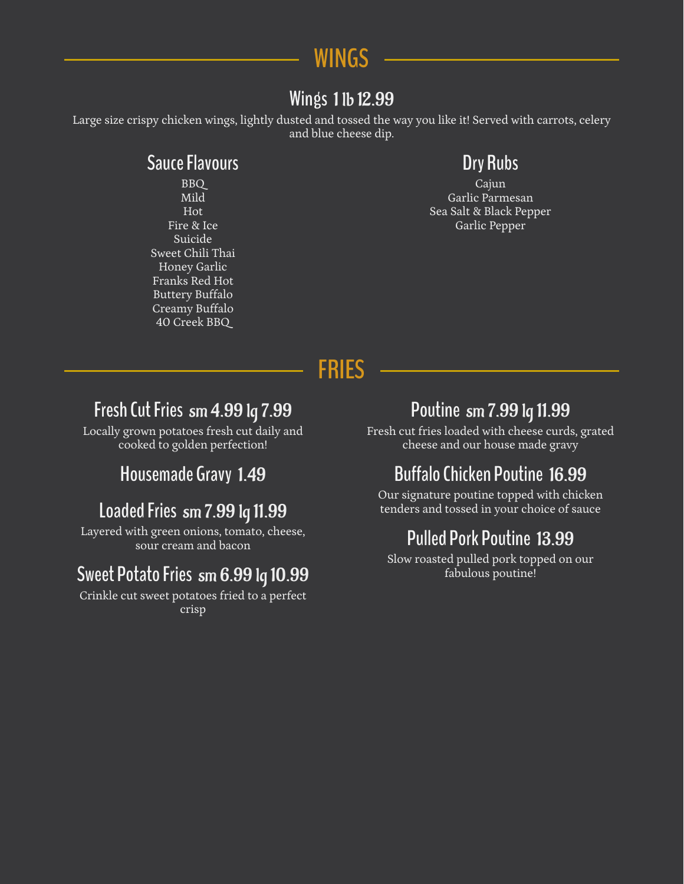# WINGS

## Wings 1 lb 12.99

Large size crispy chicken wings, lightly dusted and tossed the way you like it! Served with carrots, celery and blue cheese dip.

### Sauce Flavours

BBQ
Mild
Hot
Fire & Ice
Suicide
Sweet Chili Thai
Honey Garlic
Franks Red Hot
Buttery Buffalo
Creamy Buffalo
40 Creek BBQ

### Dry Rubs

Cajun
Garlic Parmesan
Sea Salt & Black Pepper
Garlic Pepper

# FRIES

## Fresh Cut Fries sm 4.99 lg 7.99

Locally grown potatoes fresh cut daily and cooked to golden perfection!

## Housemade Gravy 1.49

## Loaded Fries sm 7.99 lg 11.99

Layered with green onions, tomato, cheese, sour cream and bacon

## Sweet Potato Fries sm 6.99 lg 10.99

Crinkle cut sweet potatoes fried to a perfect crisp

## Poutine sm 7.99 lg 11.99

Fresh cut fries loaded with cheese curds, grated cheese and our house made gravy

## Buffalo Chicken Poutine 16.99

Our signature poutine topped with chicken tenders and tossed in your choice of sauce

## Pulled Pork Poutine 13.99

Slow roasted pulled pork topped on our fabulous poutine!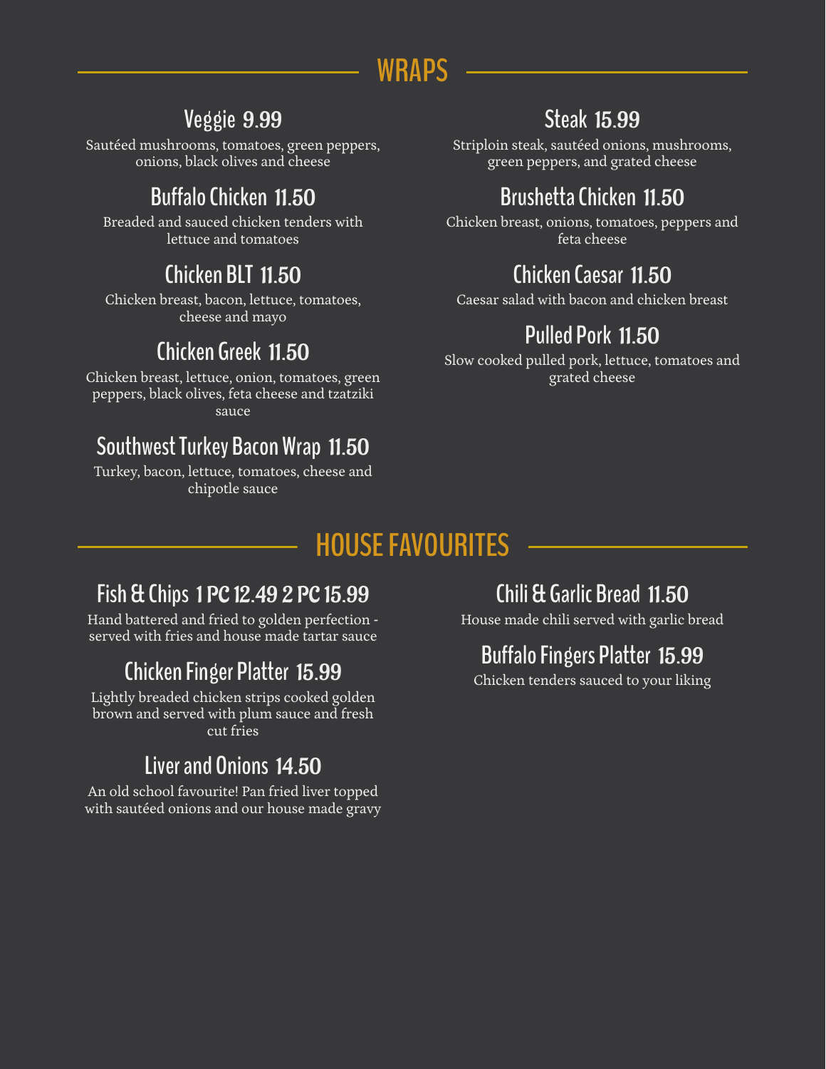## WRAPS

### Veggie 9.99

Sautéed mushrooms, tomatoes, green peppers, onions, black olives and cheese

### Buffalo Chicken 11.50

Breaded and sauced chicken tenders with lettuce and tomatoes

### Chicken BLT 11.50

Chicken breast, bacon, lettuce, tomatoes, cheese and mayo

### Chicken Greek 11.50

Chicken breast, lettuce, onion, tomatoes, green peppers, black olives, feta cheese and tzatziki sauce

### Southwest Turkey Bacon Wrap 11.50

Turkey, bacon, lettuce, tomatoes, cheese and chipotle sauce

### Steak 15.99

Striploin steak, sautéed onions, mushrooms, green peppers, and grated cheese

### Brushetta Chicken 11.50

Chicken breast, onions, tomatoes, peppers and feta cheese

### Chicken Caesar 11.50

Caesar salad with bacon and chicken breast

### Pulled Pork 11.50

Slow cooked pulled pork, lettuce, tomatoes and grated cheese

## HOUSE FAVOURITES

### Fish & Chips 1 PC 12.49 2 PC 15.99

Hand battered and fried to golden perfection - served with fries and house made tartar sauce

### Chicken Finger Platter 15.99

Lightly breaded chicken strips cooked golden brown and served with plum sauce and fresh cut fries

### Liver and Onions 14.50

An old school favourite! Pan fried liver topped with sautéed onions and our house made gravy

### Chili & Garlic Bread 11.50

House made chili served with garlic bread

### Buffalo Fingers Platter 15.99

Chicken tenders sauced to your liking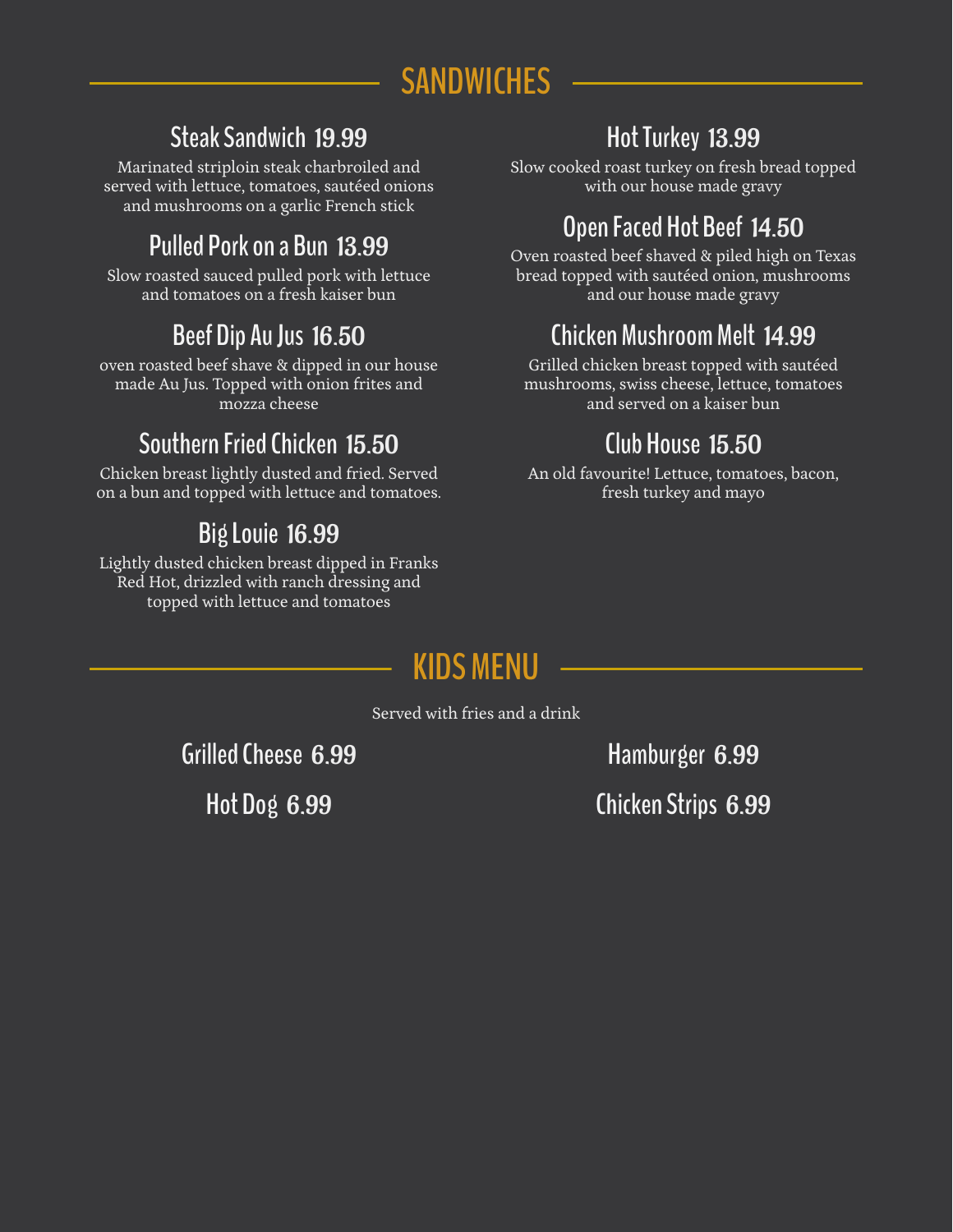# SANDWICHES

### Steak Sandwich 19.99

Marinated striploin steak charbroiled and served with lettuce, tomatoes, sautéed onions and mushrooms on a garlic French stick

### Pulled Pork on a Bun 13.99

Slow roasted sauced pulled pork with lettuce and tomatoes on a fresh kaiser bun

### Beef Dip Au Jus 16.50

oven roasted beef shave & dipped in our house made Au Jus. Topped with onion frites and mozza cheese

### Southern Fried Chicken 15.50

Chicken breast lightly dusted and fried. Served on a bun and topped with lettuce and tomatoes.

### Big Louie 16.99

Lightly dusted chicken breast dipped in Franks Red Hot, drizzled with ranch dressing and topped with lettuce and tomatoes

### Hot Turkey 13.99

Slow cooked roast turkey on fresh bread topped with our house made gravy

### Open Faced Hot Beef 14.50

Oven roasted beef shaved & piled high on Texas bread topped with sautéed onion, mushrooms and our house made gravy

### Chicken Mushroom Melt 14.99

Grilled chicken breast topped with sautéed mushrooms, swiss cheese, lettuce, tomatoes and served on a kaiser bun

### Club House 15.50

An old favourite! Lettuce, tomatoes, bacon, fresh turkey and mayo

# KIDS MENU

Served with fries and a drink

### Grilled Cheese 6.99

### Hot Dog 6.99

### Hamburger 6.99

### Chicken Strips 6.99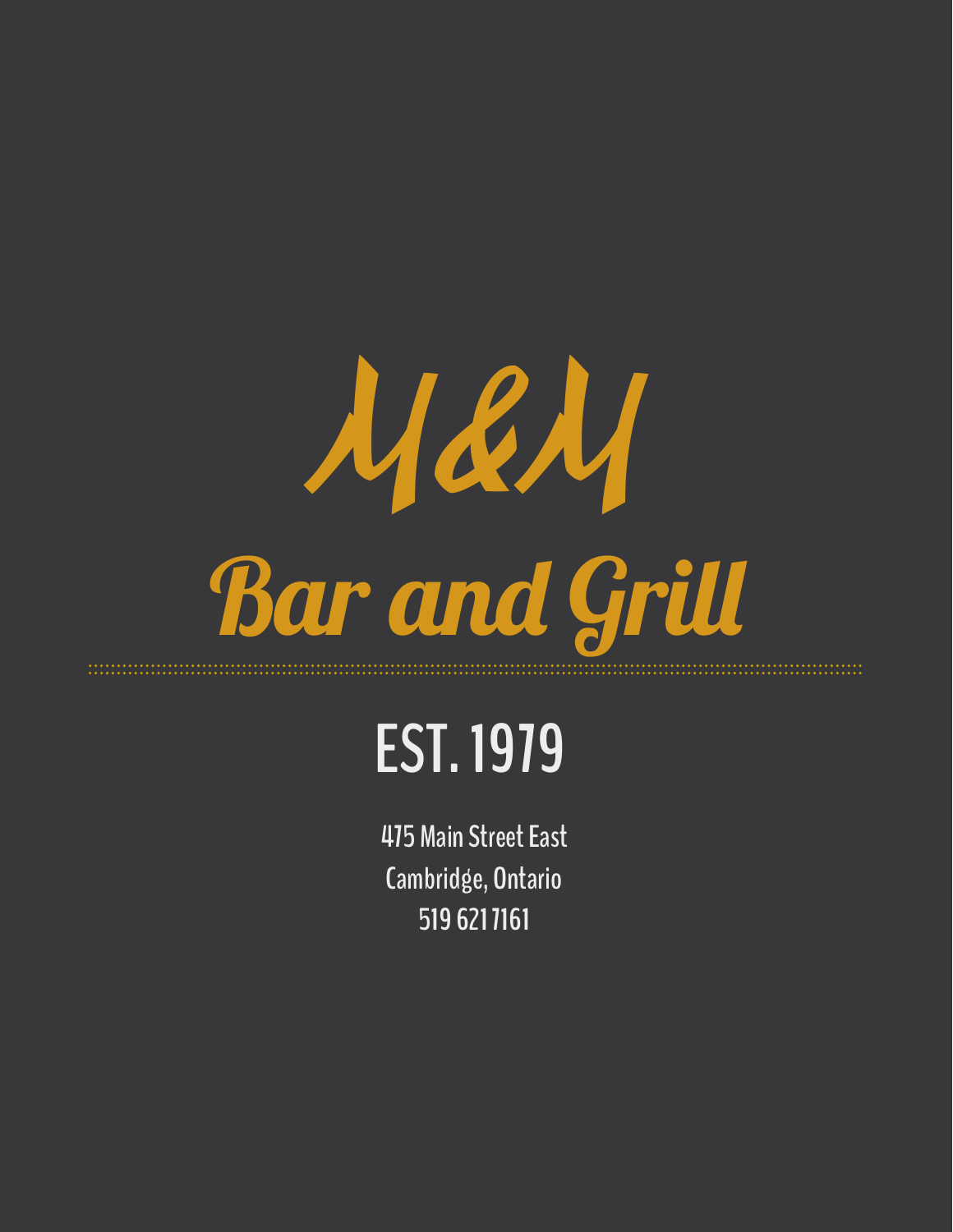# M&M

# Bar and Grill

---

## EST. 1979

475 Main Street East
Cambridge, Ontario
519 621 7161